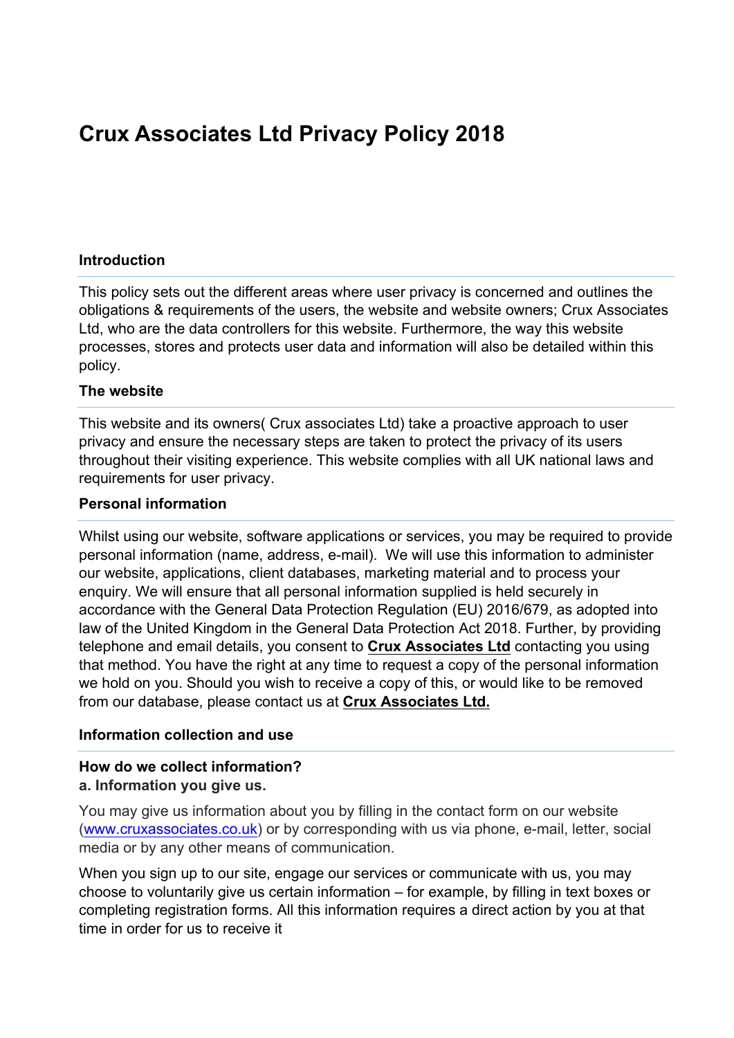# Crux Associates Ltd Privacy Policy 2018

## Introduction

This policy sets out the different areas where user privacy is concerned and outlines the obligations & requirements of the users, the website and website owners; Crux Associates Ltd, who are the data controllers for this website. Furthermore, the way this website processes, stores and protects user data and information will also be detailed within this policy.

## The website

This website and its owners( Crux associates Ltd) take a proactive approach to user privacy and ensure the necessary steps are taken to protect the privacy of its users throughout their visiting experience. This website complies with all UK national laws and requirements for user privacy.

## Personal information

Whilst using our website, software applications or services, you may be required to provide personal information (name, address, e-mail). We will use this information to administer our website, applications, client databases, marketing material and to process your enquiry. We will ensure that all personal information supplied is held securely in accordance with the General Data Protection Regulation (EU) 2016/679, as adopted into law of the United Kingdom in the General Data Protection Act 2018. Further, by providing telephone and email details, you consent to **Crux Associates Ltd** contacting you using that method. You have the right at any time to request a copy of the personal information we hold on you. Should you wish to receive a copy of this, or would like to be removed from our database, please contact us at **Crux Associates Ltd.**

## Information collection and use

### How do we collect information?

**a. Information you give us.**

You may give us information about you by filling in the contact form on our website (www.cruxassociates.co.uk) or by corresponding with us via phone, e-mail, letter, social media or by any other means of communication.

When you sign up to our site, engage our services or communicate with us, you may choose to voluntarily give us certain information – for example, by filling in text boxes or completing registration forms. All this information requires a direct action by you at that time in order for us to receive it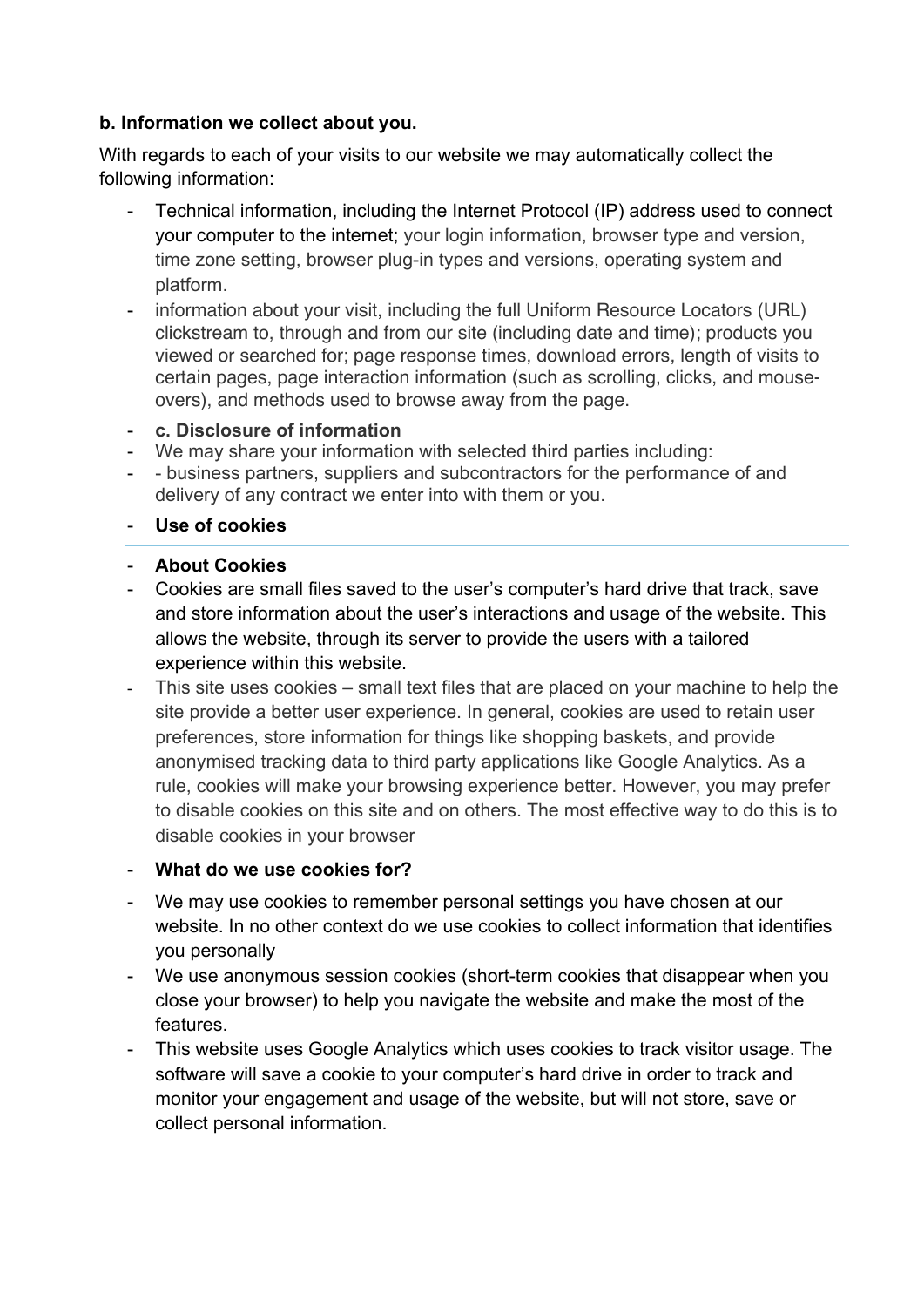**b. Information we collect about you.**

With regards to each of your visits to our website we may automatically collect the following information:

- Technical information, including the Internet Protocol (IP) address used to connect your computer to the internet; your login information, browser type and version, time zone setting, browser plug-in types and versions, operating system and platform.
- information about your visit, including the full Uniform Resource Locators (URL) clickstream to, through and from our site (including date and time); products you viewed or searched for; page response times, download errors, length of visits to certain pages, page interaction information (such as scrolling, clicks, and mouse-overs), and methods used to browse away from the page.
- **c. Disclosure of information**
- We may share your information with selected third parties including:
- - business partners, suppliers and subcontractors for the performance of and delivery of any contract we enter into with them or you.
- **Use of cookies**

---

- **About Cookies**
- Cookies are small files saved to the user's computer's hard drive that track, save and store information about the user's interactions and usage of the website. This allows the website, through its server to provide the users with a tailored experience within this website.
- This site uses cookies – small text files that are placed on your machine to help the site provide a better user experience. In general, cookies are used to retain user preferences, store information for things like shopping baskets, and provide anonymised tracking data to third party applications like Google Analytics. As a rule, cookies will make your browsing experience better. However, you may prefer to disable cookies on this site and on others. The most effective way to do this is to disable cookies in your browser
- **What do we use cookies for?**
- We may use cookies to remember personal settings you have chosen at our website. In no other context do we use cookies to collect information that identifies you personally
- We use anonymous session cookies (short-term cookies that disappear when you close your browser) to help you navigate the website and make the most of the features.
- This website uses Google Analytics which uses cookies to track visitor usage. The software will save a cookie to your computer's hard drive in order to track and monitor your engagement and usage of the website, but will not store, save or collect personal information.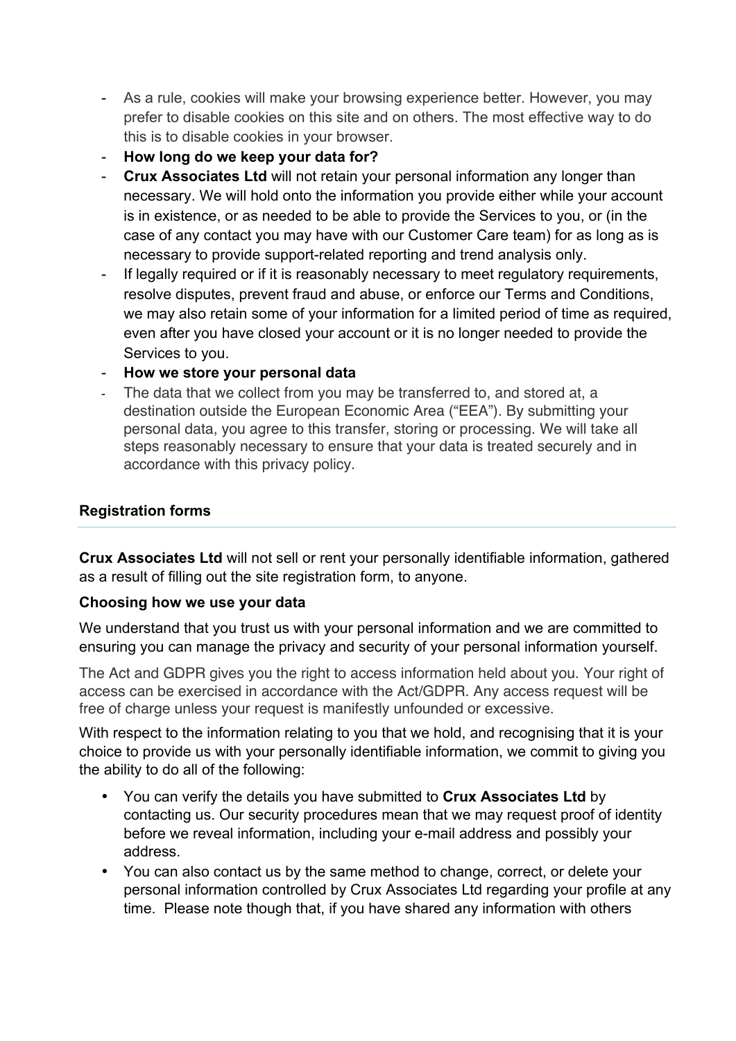- As a rule, cookies will make your browsing experience better. However, you may prefer to disable cookies on this site and on others. The most effective way to do this is to disable cookies in your browser.
- **How long do we keep your data for?**
- **Crux Associates Ltd** will not retain your personal information any longer than necessary. We will hold onto the information you provide either while your account is in existence, or as needed to be able to provide the Services to you, or (in the case of any contact you may have with our Customer Care team) for as long as is necessary to provide support-related reporting and trend analysis only.
- If legally required or if it is reasonably necessary to meet regulatory requirements, resolve disputes, prevent fraud and abuse, or enforce our Terms and Conditions, we may also retain some of your information for a limited period of time as required, even after you have closed your account or it is no longer needed to provide the Services to you.
- **How we store your personal data**
- The data that we collect from you may be transferred to, and stored at, a destination outside the European Economic Area ("EEA"). By submitting your personal data, you agree to this transfer, storing or processing. We will take all steps reasonably necessary to ensure that your data is treated securely and in accordance with this privacy policy.

## Registration forms

**Crux Associates Ltd** will not sell or rent your personally identifiable information, gathered as a result of filling out the site registration form, to anyone.

### Choosing how we use your data

We understand that you trust us with your personal information and we are committed to ensuring you can manage the privacy and security of your personal information yourself.

The Act and GDPR gives you the right to access information held about you. Your right of access can be exercised in accordance with the Act/GDPR. Any access request will be free of charge unless your request is manifestly unfounded or excessive.

With respect to the information relating to you that we hold, and recognising that it is your choice to provide us with your personally identifiable information, we commit to giving you the ability to do all of the following:

- You can verify the details you have submitted to **Crux Associates Ltd** by contacting us. Our security procedures mean that we may request proof of identity before we reveal information, including your e-mail address and possibly your address.
- You can also contact us by the same method to change, correct, or delete your personal information controlled by Crux Associates Ltd regarding your profile at any time. Please note though that, if you have shared any information with others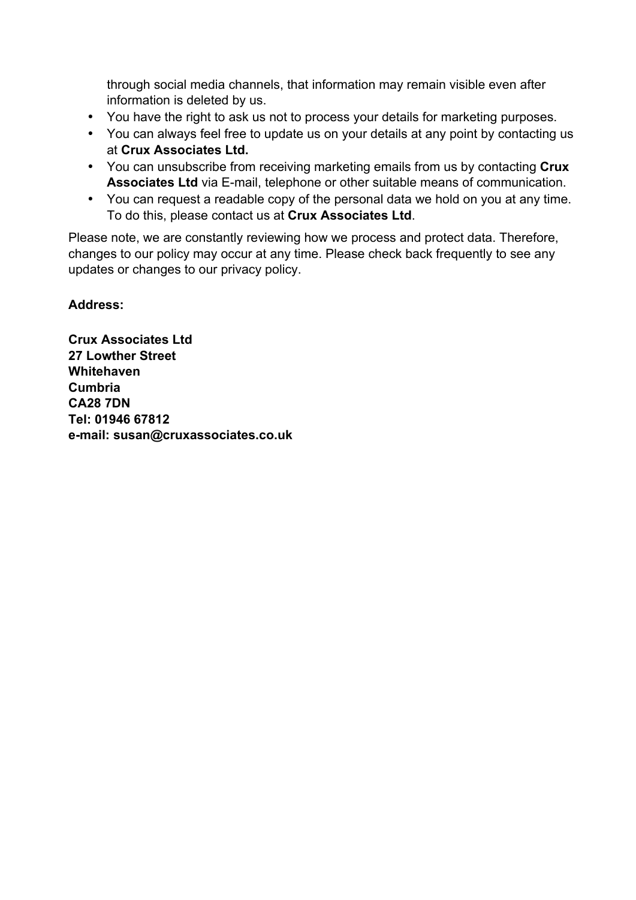through social media channels, that information may remain visible even after information is deleted by us.

- You have the right to ask us not to process your details for marketing purposes.
- You can always feel free to update us on your details at any point by contacting us at **Crux Associates Ltd.**
- You can unsubscribe from receiving marketing emails from us by contacting **Crux Associates Ltd** via E-mail, telephone or other suitable means of communication.
- You can request a readable copy of the personal data we hold on you at any time. To do this, please contact us at **Crux Associates Ltd**.

Please note, we are constantly reviewing how we process and protect data. Therefore, changes to our policy may occur at any time. Please check back frequently to see any updates or changes to our privacy policy.

**Address:**

**Crux Associates Ltd**
**27 Lowther Street**
**Whitehaven**
**Cumbria**
**CA28 7DN**
**Tel: 01946 67812**
**e-mail: susan@cruxassociates.co.uk**